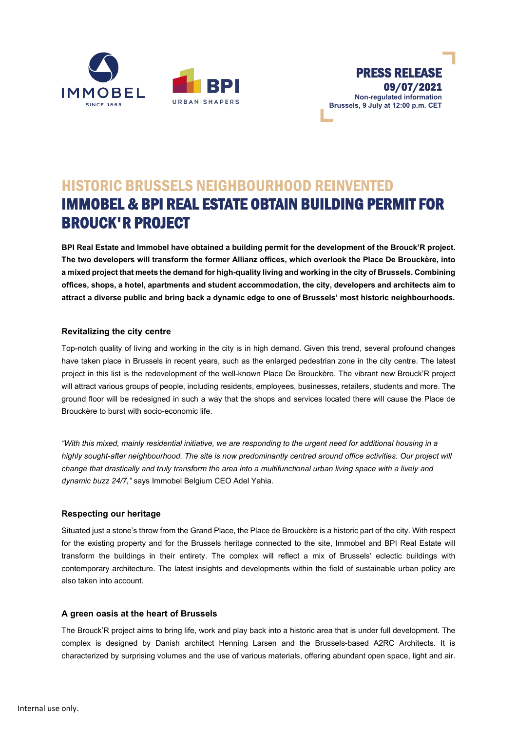**PRESS RELEASE**
**09/07/2021**
**Non-regulated information**
**Brussels, 9 July at 12:00 p.m. CET**

# HISTORIC BRUSSELS NEIGHBOURHOOD REINVENTED
# IMMOBEL & BPI REAL ESTATE OBTAIN BUILDING PERMIT FOR BROUCK'R PROJECT

**BPI Real Estate and Immobel have obtained a building permit for the development of the Brouck'R project. The two developers will transform the former Allianz offices, which overlook the Place De Brouckère, into a mixed project that meets the demand for high-quality living and working in the city of Brussels. Combining offices, shops, a hotel, apartments and student accommodation, the city, developers and architects aim to attract a diverse public and bring back a dynamic edge to one of Brussels' most historic neighbourhoods.**

### Revitalizing the city centre

Top-notch quality of living and working in the city is in high demand. Given this trend, several profound changes have taken place in Brussels in recent years, such as the enlarged pedestrian zone in the city centre. The latest project in this list is the redevelopment of the well-known Place De Brouckère. The vibrant new Brouck'R project will attract various groups of people, including residents, employees, businesses, retailers, students and more. The ground floor will be redesigned in such a way that the shops and services located there will cause the Place de Brouckère to burst with socio-economic life.

*"With this mixed, mainly residential initiative, we are responding to the urgent need for additional housing in a highly sought-after neighbourhood. The site is now predominantly centred around office activities. Our project will change that drastically and truly transform the area into a multifunctional urban living space with a lively and dynamic buzz 24/7,"* says Immobel Belgium CEO Adel Yahia.

### Respecting our heritage

Situated just a stone's throw from the Grand Place, the Place de Brouckère is a historic part of the city. With respect for the existing property and for the Brussels heritage connected to the site, Immobel and BPI Real Estate will transform the buildings in their entirety. The complex will reflect a mix of Brussels' eclectic buildings with contemporary architecture. The latest insights and developments within the field of sustainable urban policy are also taken into account.

### A green oasis at the heart of Brussels

The Brouck'R project aims to bring life, work and play back into a historic area that is under full development. The complex is designed by Danish architect Henning Larsen and the Brussels-based A2RC Architects. It is characterized by surprising volumes and the use of various materials, offering abundant open space, light and air.

Internal use only.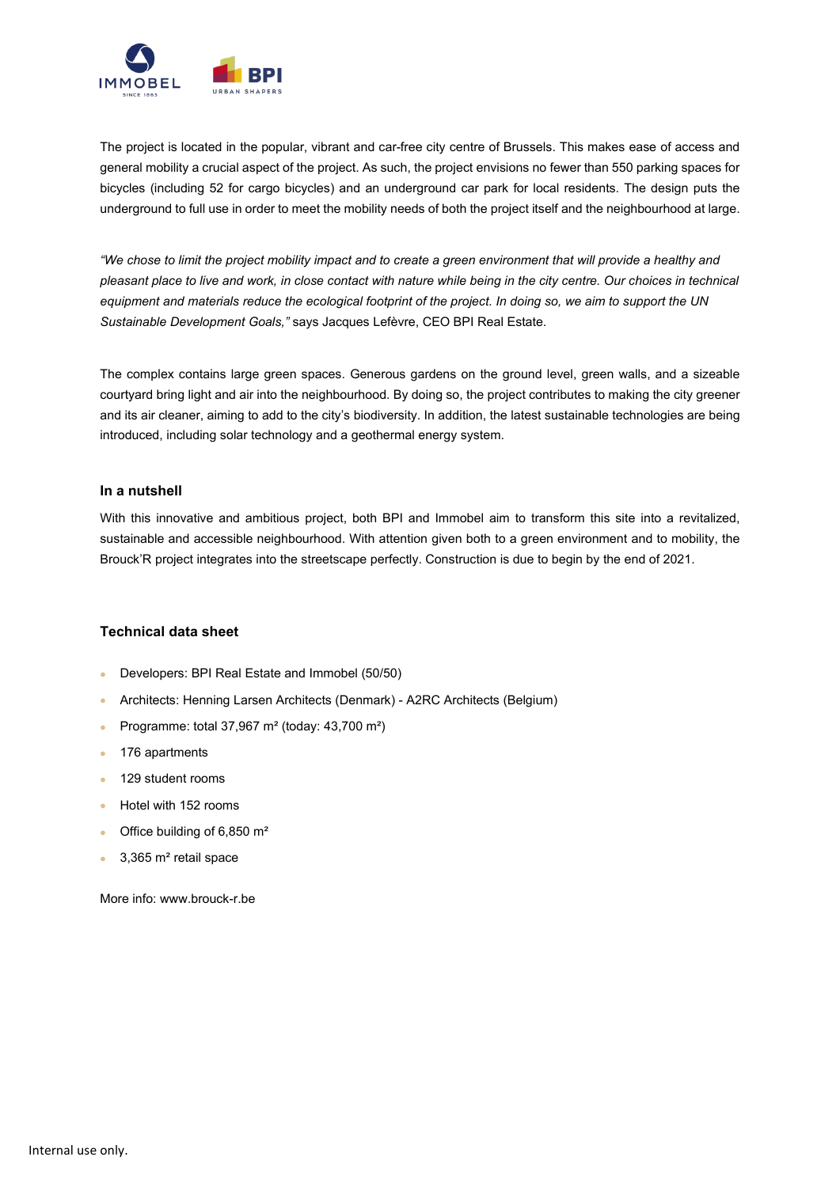The project is located in the popular, vibrant and car-free city centre of Brussels. This makes ease of access and general mobility a crucial aspect of the project. As such, the project envisions no fewer than 550 parking spaces for bicycles (including 52 for cargo bicycles) and an underground car park for local residents. The design puts the underground to full use in order to meet the mobility needs of both the project itself and the neighbourhood at large.

*"We chose to limit the project mobility impact and to create a green environment that will provide a healthy and pleasant place to live and work, in close contact with nature while being in the city centre. Our choices in technical equipment and materials reduce the ecological footprint of the project. In doing so, we aim to support the UN Sustainable Development Goals,"* says Jacques Lefèvre, CEO BPI Real Estate.

The complex contains large green spaces. Generous gardens on the ground level, green walls, and a sizeable courtyard bring light and air into the neighbourhood. By doing so, the project contributes to making the city greener and its air cleaner, aiming to add to the city's biodiversity. In addition, the latest sustainable technologies are being introduced, including solar technology and a geothermal energy system.

### In a nutshell

With this innovative and ambitious project, both BPI and Immobel aim to transform this site into a revitalized, sustainable and accessible neighbourhood. With attention given both to a green environment and to mobility, the Brouck'R project integrates into the streetscape perfectly. Construction is due to begin by the end of 2021.

### Technical data sheet

- Developers: BPI Real Estate and Immobel (50/50)
- Architects: Henning Larsen Architects (Denmark) - A2RC Architects (Belgium)
- Programme: total 37,967 m² (today: 43,700 m²)
- 176 apartments
- 129 student rooms
- Hotel with 152 rooms
- Office building of 6,850 m²
- 3,365 m² retail space

More info: www.brouck-r.be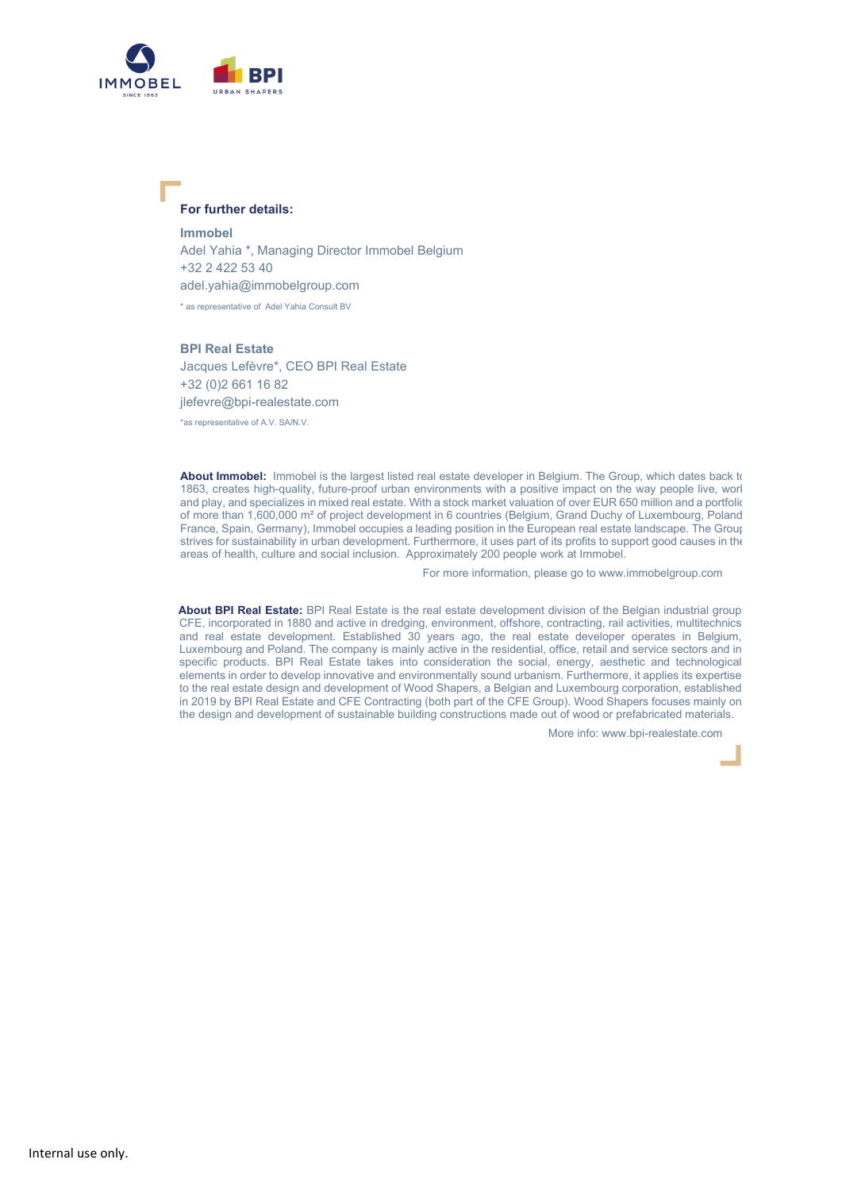**For further details:**

**Immobel**
Adel Yahia *, Managing Director Immobel Belgium
+32 2 422 53 40
adel.yahia@immobelgroup.com

* as representative of Adel Yahia Consult BV

**BPI Real Estate**
Jacques Lefèvre*, CEO BPI Real Estate
+32 (0)2 661 16 82
jlefevre@bpi-realestate.com

*as representative of A.V. SA/N.V.

**About Immobel:** Immobel is the largest listed real estate developer in Belgium. The Group, which dates back to 1863, creates high-quality, future-proof urban environments with a positive impact on the way people live, work and play, and specializes in mixed real estate. With a stock market valuation of over EUR 650 million and a portfolio of more than 1,600,000 m² of project development in 6 countries (Belgium, Grand Duchy of Luxembourg, Poland, France, Spain, Germany), Immobel occupies a leading position in the European real estate landscape. The Group strives for sustainability in urban development. Furthermore, it uses part of its profits to support good causes in the areas of health, culture and social inclusion. Approximately 200 people work at Immobel.

For more information, please go to www.immobelgroup.com

**About BPI Real Estate:** BPI Real Estate is the real estate development division of the Belgian industrial group CFE, incorporated in 1880 and active in dredging, environment, offshore, contracting, rail activities, multitechnics and real estate development. Established 30 years ago, the real estate developer operates in Belgium, Luxembourg and Poland. The company is mainly active in the residential, office, retail and service sectors and in specific products. BPI Real Estate takes into consideration the social, energy, aesthetic and technological elements in order to develop innovative and environmentally sound urbanism. Furthermore, it applies its expertise to the real estate design and development of Wood Shapers, a Belgian and Luxembourg corporation, established in 2019 by BPI Real Estate and CFE Contracting (both part of the CFE Group). Wood Shapers focuses mainly on the design and development of sustainable building constructions made out of wood or prefabricated materials.

More info: www.bpi-realestate.com

Internal use only.